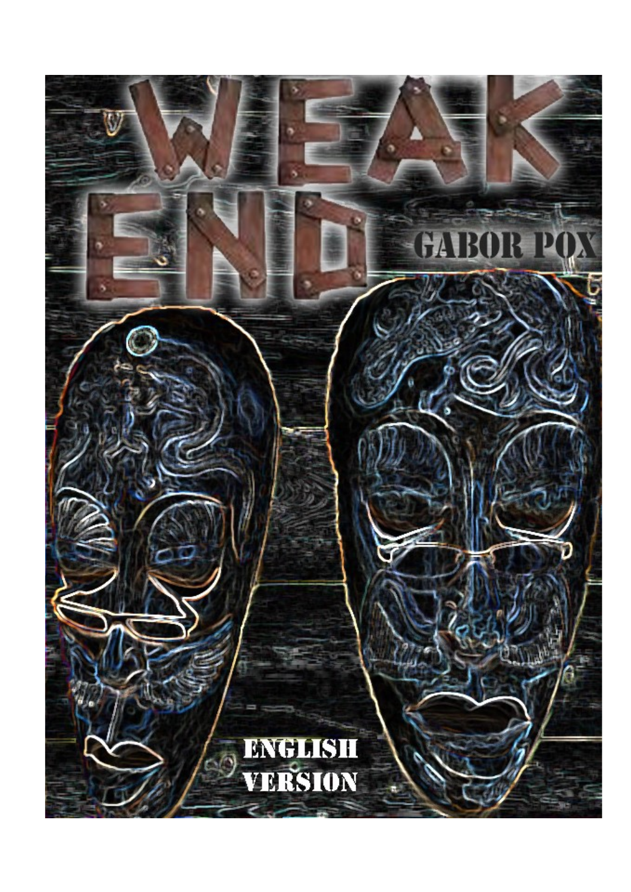# WEAK END

## GABOR POX

ENGLISH VERSION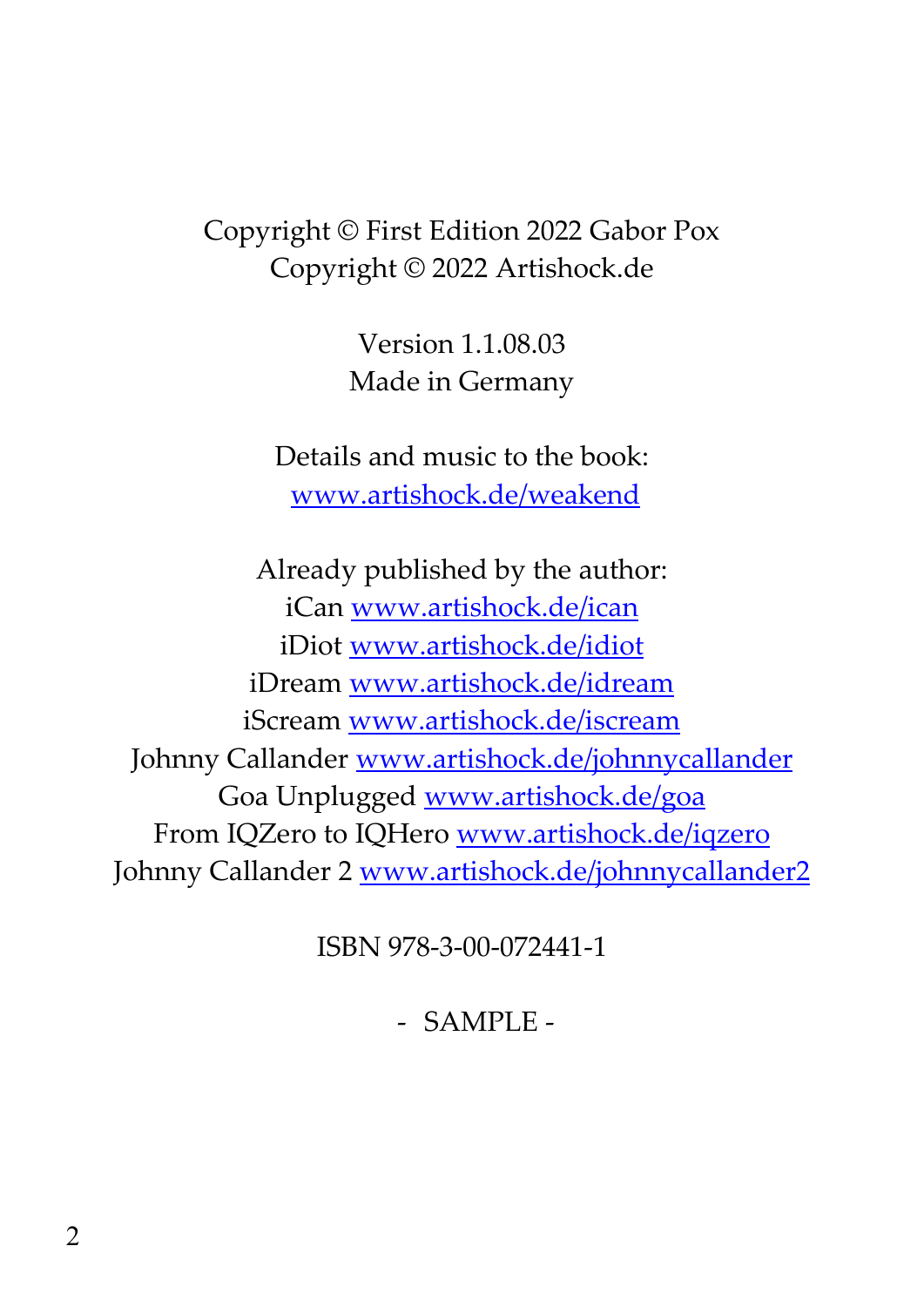Copyright © First Edition 2022 Gabor Pox
Copyright © 2022 Artishock.de

Version 1.1.08.03
Made in Germany

Details and music to the book:
www.artishock.de/weakend

Already published by the author:
iCan www.artishock.de/ican
iDiot www.artishock.de/idiot
iDream www.artishock.de/idream
iScream www.artishock.de/iscream
Johnny Callander www.artishock.de/johnnycallander
Goa Unplugged www.artishock.de/goa
From IQZero to IQHero www.artishock.de/iqzero
Johnny Callander 2 www.artishock.de/johnnycallander2

ISBN 978-3-00-072441-1

- SAMPLE -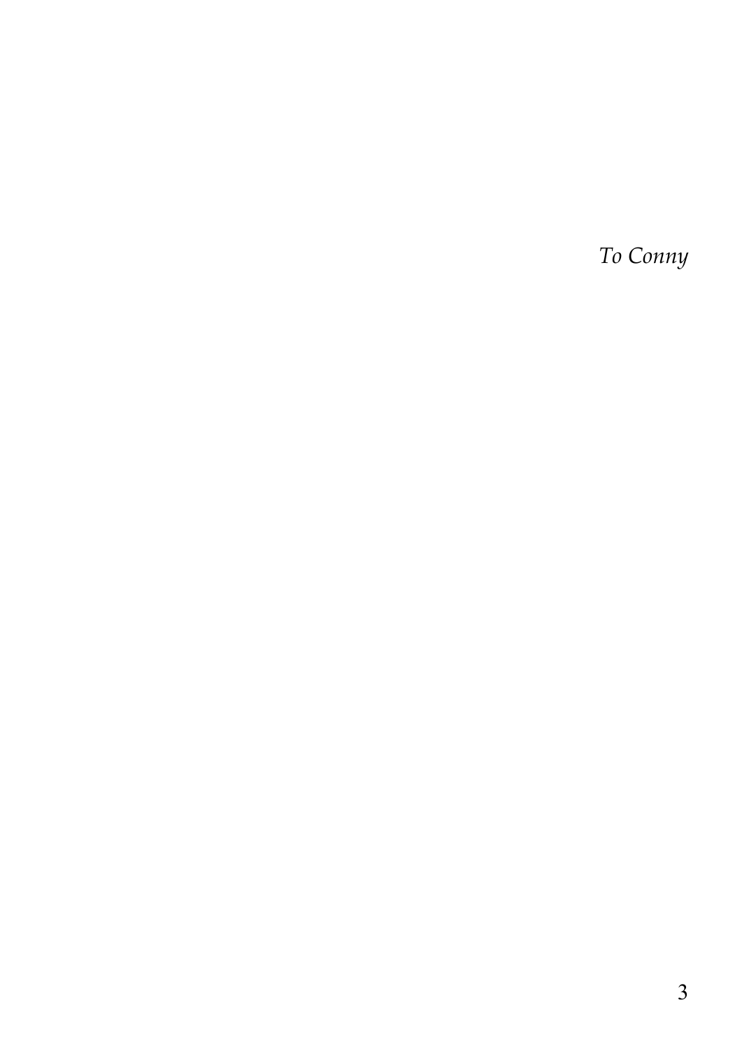*To Conny*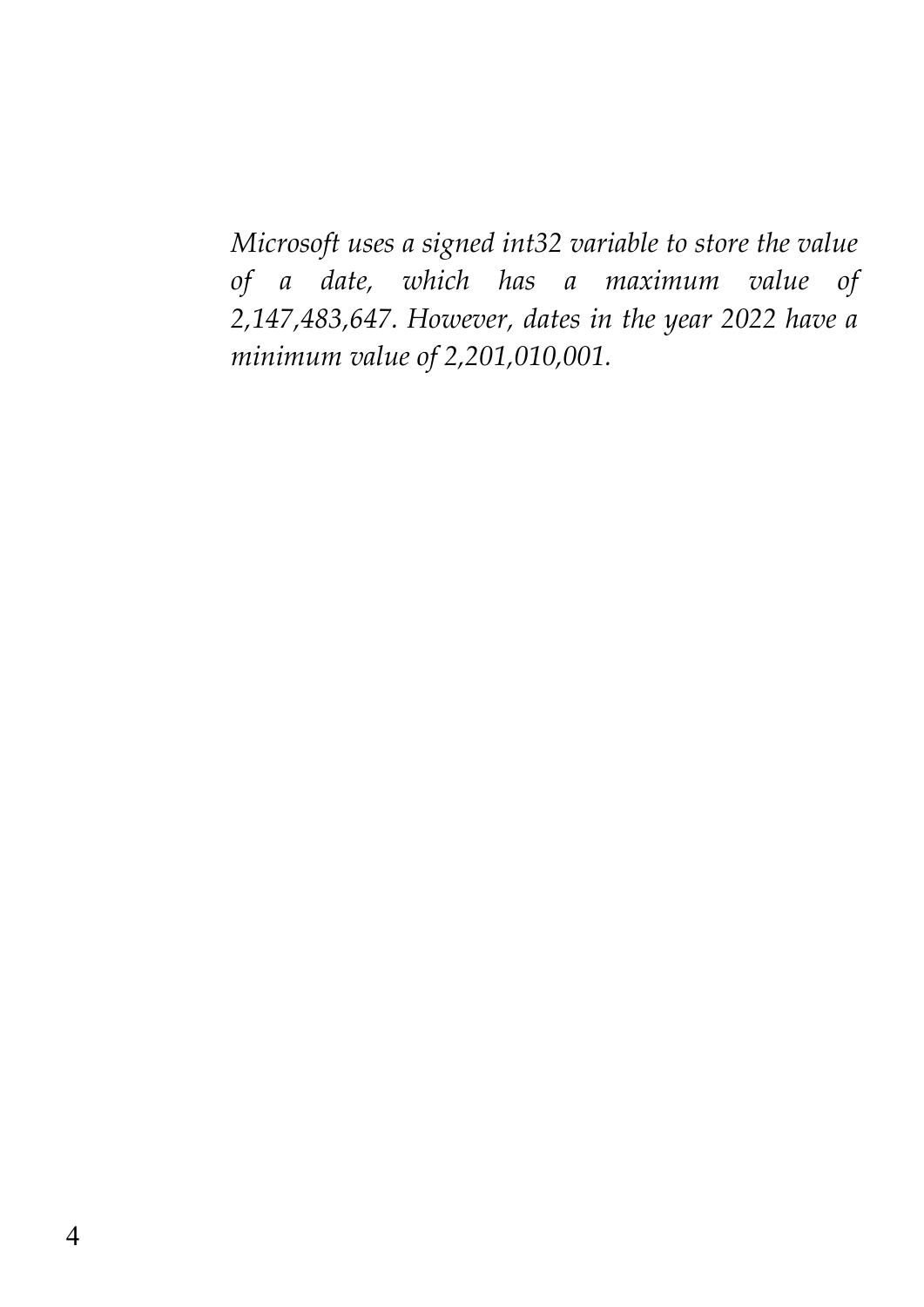*Microsoft uses a signed int32 variable to store the value of a date, which has a maximum value of 2,147,483,647. However, dates in the year 2022 have a minimum value of 2,201,010,001.*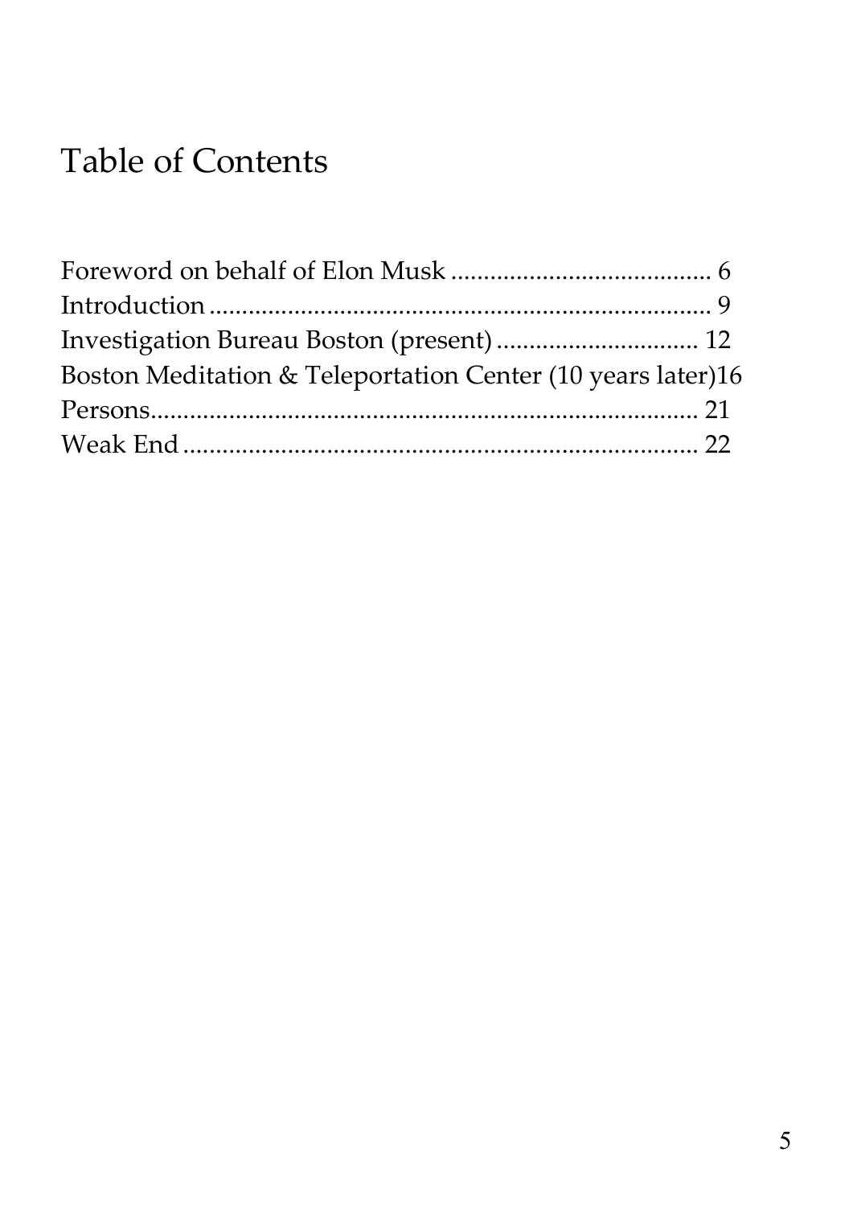# Table of Contents

Foreword on behalf of Elon Musk ........................................ 6
Introduction ............................................................................ 9
Investigation Bureau Boston (present) ............................... 12
Boston Meditation & Teleportation Center (10 years later)16
Persons..................................................................................... 21
Weak End ................................................................................ 22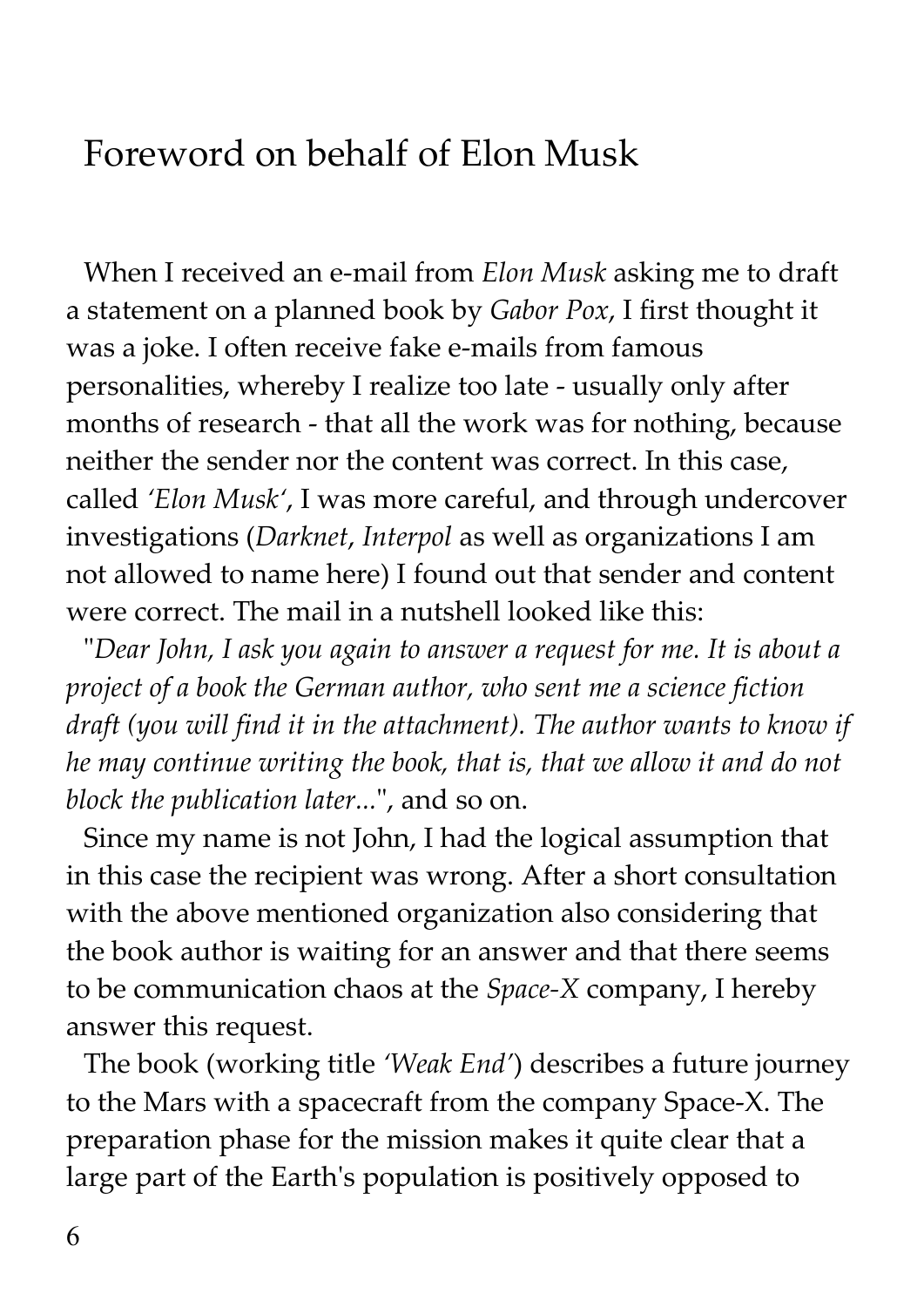# Foreword on behalf of Elon Musk

When I received an e-mail from *Elon Musk* asking me to draft a statement on a planned book by *Gabor Pox*, I first thought it was a joke. I often receive fake e-mails from famous personalities, whereby I realize too late - usually only after months of research - that all the work was for nothing, because neither the sender nor the content was correct. In this case, called *'Elon Musk'*, I was more careful, and through undercover investigations (*Darknet*, *Interpol* as well as organizations I am not allowed to name here) I found out that sender and content were correct. The mail in a nutshell looked like this:

"*Dear John, I ask you again to answer a request for me. It is about a project of a book the German author, who sent me a science fiction draft (you will find it in the attachment). The author wants to know if he may continue writing the book, that is, that we allow it and do not block the publication later...*", and so on.

Since my name is not John, I had the logical assumption that in this case the recipient was wrong. After a short consultation with the above mentioned organization also considering that the book author is waiting for an answer and that there seems to be communication chaos at the *Space-X* company, I hereby answer this request.

The book (working title *'Weak End'*) describes a future journey to the Mars with a spacecraft from the company Space-X. The preparation phase for the mission makes it quite clear that a large part of the Earth's population is positively opposed to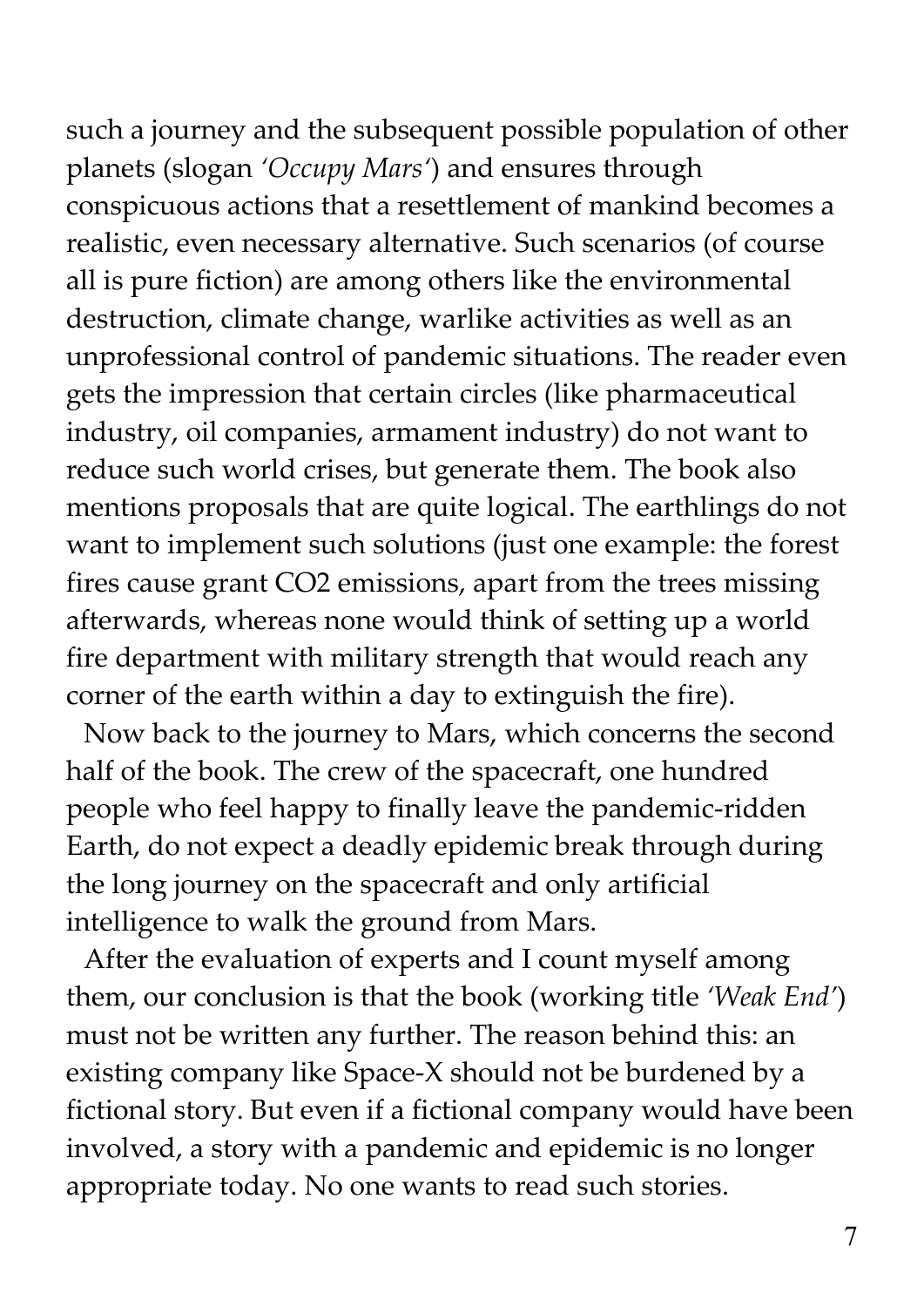such a journey and the subsequent possible population of other planets (slogan *'Occupy Mars'*) and ensures through conspicuous actions that a resettlement of mankind becomes a realistic, even necessary alternative. Such scenarios (of course all is pure fiction) are among others like the environmental destruction, climate change, warlike activities as well as an unprofessional control of pandemic situations. The reader even gets the impression that certain circles (like pharmaceutical industry, oil companies, armament industry) do not want to reduce such world crises, but generate them. The book also mentions proposals that are quite logical. The earthlings do not want to implement such solutions (just one example: the forest fires cause grant $CO_2$ emissions, apart from the trees missing afterwards, whereas none would think of setting up a world fire department with military strength that would reach any corner of the earth within a day to extinguish the fire).

Now back to the journey to Mars, which concerns the second half of the book. The crew of the spacecraft, one hundred people who feel happy to finally leave the pandemic-ridden Earth, do not expect a deadly epidemic break through during the long journey on the spacecraft and only artificial intelligence to walk the ground from Mars.

After the evaluation of experts and I count myself among them, our conclusion is that the book (working title *'Weak End'*) must not be written any further. The reason behind this: an existing company like Space-X should not be burdened by a fictional story. But even if a fictional company would have been involved, a story with a pandemic and epidemic is no longer appropriate today. No one wants to read such stories.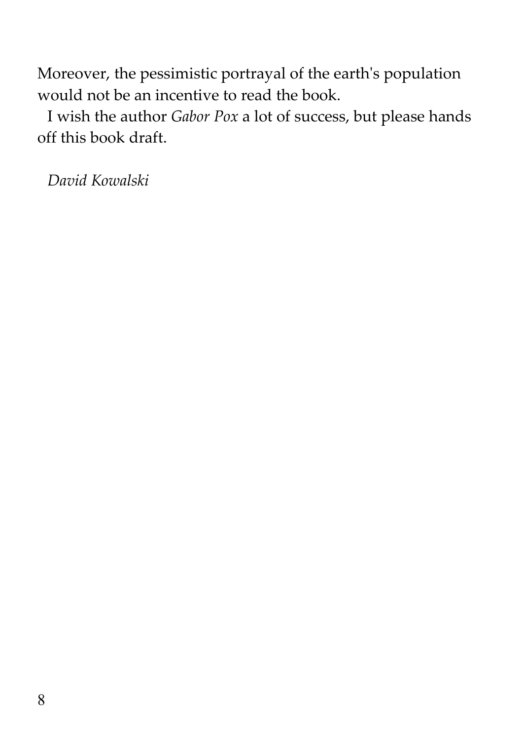Moreover, the pessimistic portrayal of the earth's population would not be an incentive to read the book.

I wish the author *Gabor Pox* a lot of success, but please hands off this book draft.

*David Kowalski*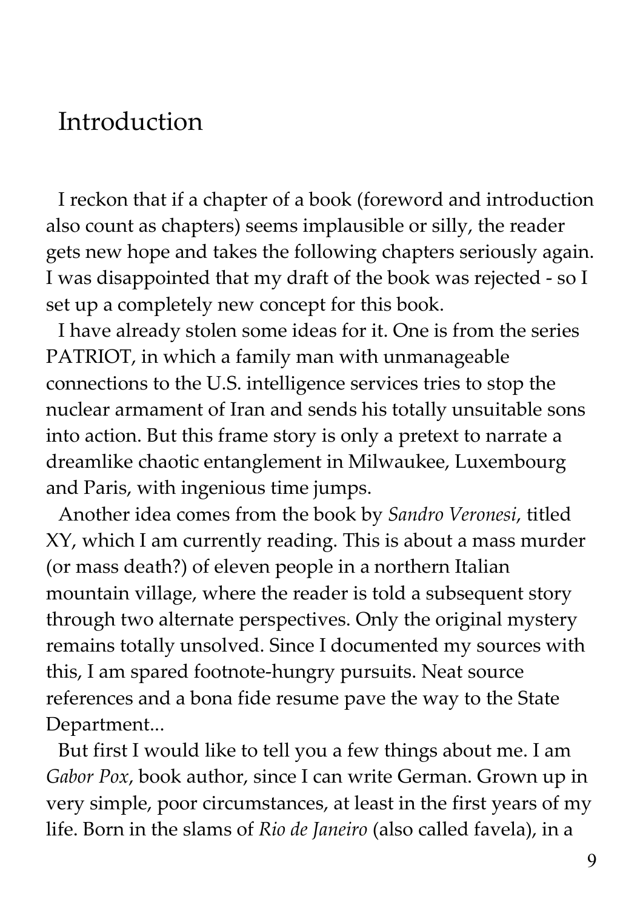# Introduction

I reckon that if a chapter of a book (foreword and introduction also count as chapters) seems implausible or silly, the reader gets new hope and takes the following chapters seriously again. I was disappointed that my draft of the book was rejected - so I set up a completely new concept for this book.

I have already stolen some ideas for it. One is from the series PATRIOT, in which a family man with unmanageable connections to the U.S. intelligence services tries to stop the nuclear armament of Iran and sends his totally unsuitable sons into action. But this frame story is only a pretext to narrate a dreamlike chaotic entanglement in Milwaukee, Luxembourg and Paris, with ingenious time jumps.

Another idea comes from the book by *Sandro Veronesi*, titled XY, which I am currently reading. This is about a mass murder (or mass death?) of eleven people in a northern Italian mountain village, where the reader is told a subsequent story through two alternate perspectives. Only the original mystery remains totally unsolved. Since I documented my sources with this, I am spared footnote-hungry pursuits. Neat source references and a bona fide resume pave the way to the State Department...

But first I would like to tell you a few things about me. I am *Gabor Pox*, book author, since I can write German. Grown up in very simple, poor circumstances, at least in the first years of my life. Born in the slams of *Rio de Janeiro* (also called favela), in a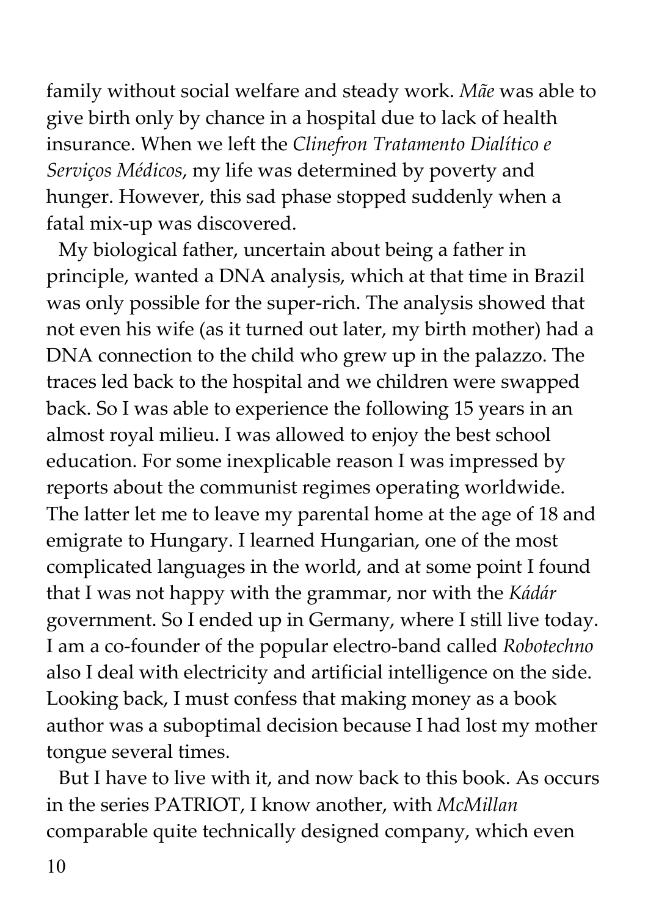family without social welfare and steady work. *Mãe* was able to give birth only by chance in a hospital due to lack of health insurance. When we left the *Clinefron Tratamento Dialítico e Serviços Médicos*, my life was determined by poverty and hunger. However, this sad phase stopped suddenly when a fatal mix-up was discovered.

My biological father, uncertain about being a father in principle, wanted a DNA analysis, which at that time in Brazil was only possible for the super-rich. The analysis showed that not even his wife (as it turned out later, my birth mother) had a DNA connection to the child who grew up in the palazzo. The traces led back to the hospital and we children were swapped back. So I was able to experience the following 15 years in an almost royal milieu. I was allowed to enjoy the best school education. For some inexplicable reason I was impressed by reports about the communist regimes operating worldwide. The latter let me to leave my parental home at the age of 18 and emigrate to Hungary. I learned Hungarian, one of the most complicated languages in the world, and at some point I found that I was not happy with the grammar, nor with the *Kádár* government. So I ended up in Germany, where I still live today. I am a co-founder of the popular electro-band called *Robotechno* also I deal with electricity and artificial intelligence on the side. Looking back, I must confess that making money as a book author was a suboptimal decision because I had lost my mother tongue several times.

But I have to live with it, and now back to this book. As occurs in the series PATRIOT, I know another, with *McMillan* comparable quite technically designed company, which even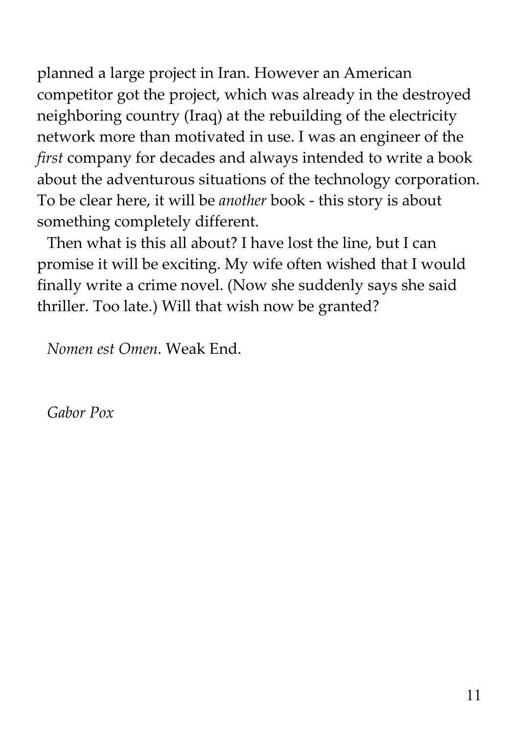planned a large project in Iran. However an American competitor got the project, which was already in the destroyed neighboring country (Iraq) at the rebuilding of the electricity network more than motivated in use. I was an engineer of the *first* company for decades and always intended to write a book about the adventurous situations of the technology corporation. To be clear here, it will be *another* book - this story is about something completely different.

Then what is this all about? I have lost the line, but I can promise it will be exciting. My wife often wished that I would finally write a crime novel. (Now she suddenly says she said thriller. Too late.) Will that wish now be granted?

*Nomen est Omen*. Weak End.

*Gabor Pox*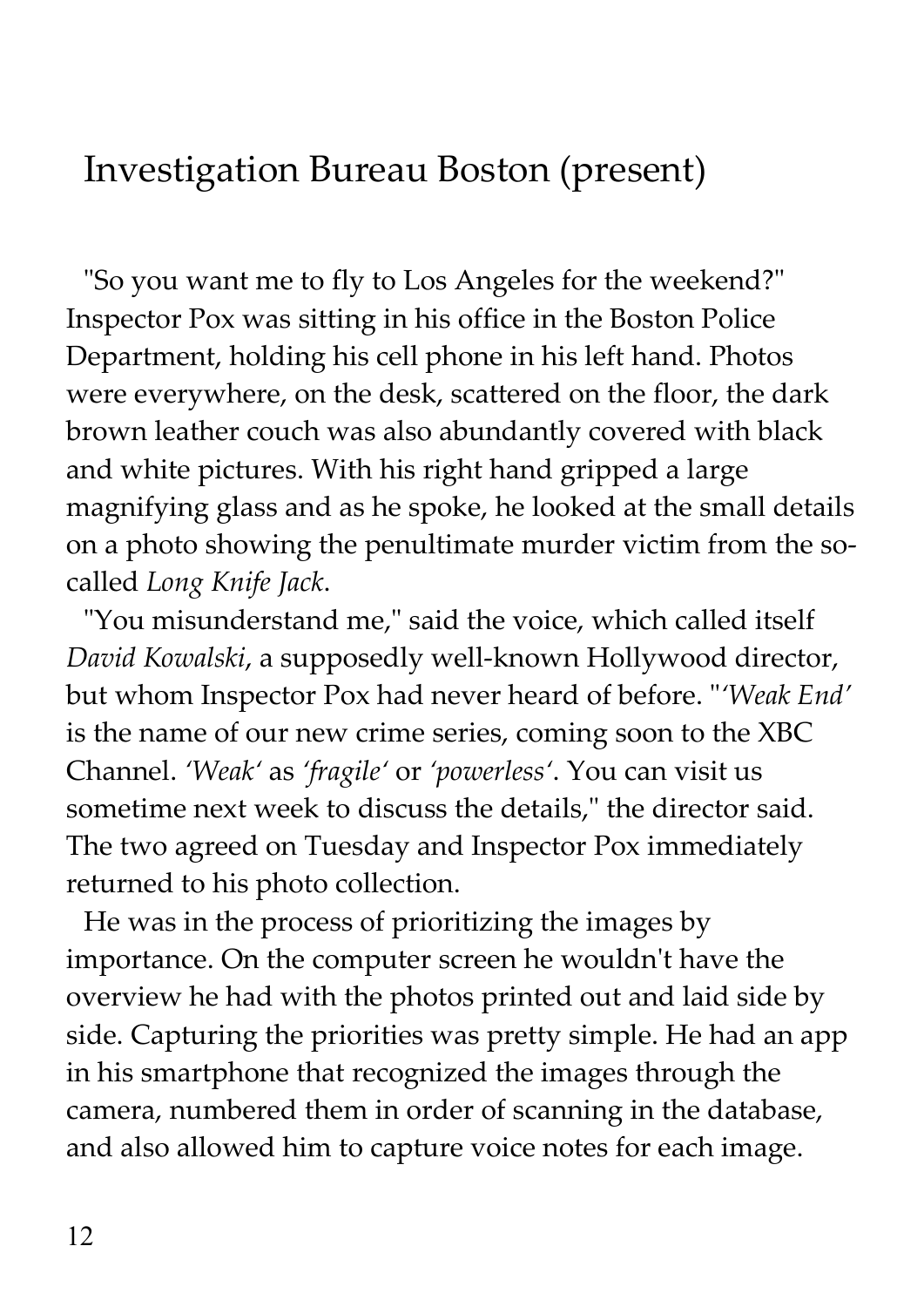## Investigation Bureau Boston (present)

"So you want me to fly to Los Angeles for the weekend?" Inspector Pox was sitting in his office in the Boston Police Department, holding his cell phone in his left hand. Photos were everywhere, on the desk, scattered on the floor, the dark brown leather couch was also abundantly covered with black and white pictures. With his right hand gripped a large magnifying glass and as he spoke, he looked at the small details on a photo showing the penultimate murder victim from the so-called *Long Knife Jack*.

"You misunderstand me," said the voice, which called itself *David Kowalski*, a supposedly well-known Hollywood director, but whom Inspector Pox had never heard of before. "*'Weak End'* is the name of our new crime series, coming soon to the XBC Channel. *'Weak'* as *'fragile'* or *'powerless'*. You can visit us sometime next week to discuss the details," the director said. The two agreed on Tuesday and Inspector Pox immediately returned to his photo collection.

He was in the process of prioritizing the images by importance. On the computer screen he wouldn't have the overview he had with the photos printed out and laid side by side. Capturing the priorities was pretty simple. He had an app in his smartphone that recognized the images through the camera, numbered them in order of scanning in the database, and also allowed him to capture voice notes for each image.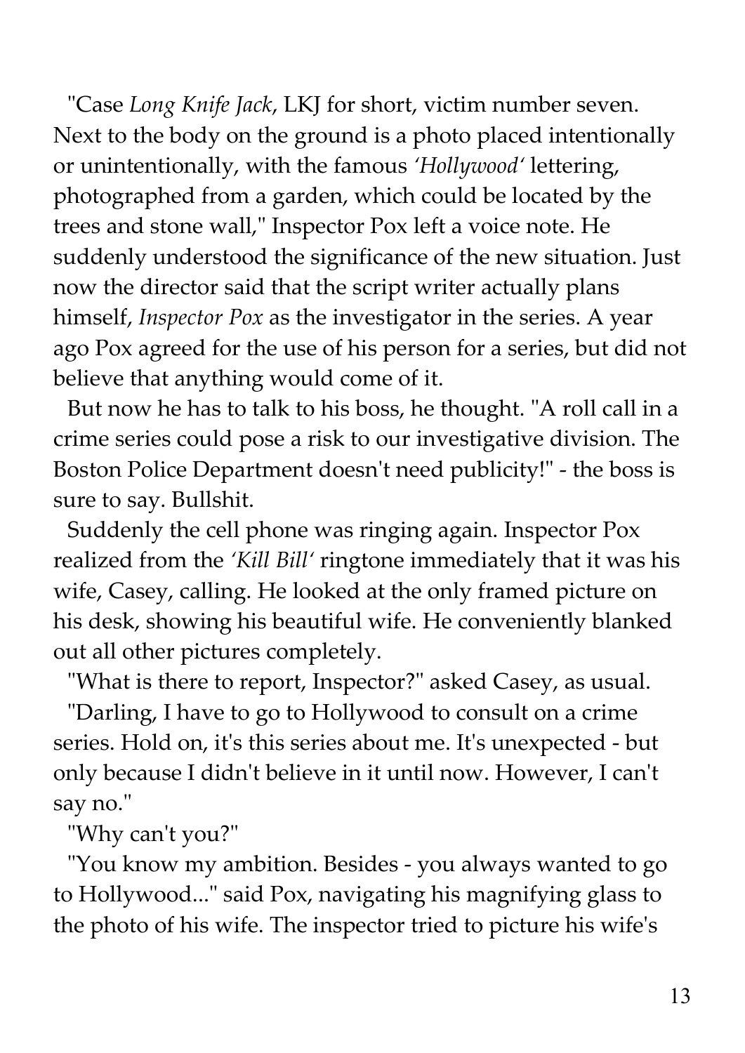"Case *Long Knife Jack*, LKJ for short, victim number seven. Next to the body on the ground is a photo placed intentionally or unintentionally, with the famous *'Hollywood'* lettering, photographed from a garden, which could be located by the trees and stone wall," Inspector Pox left a voice note. He suddenly understood the significance of the new situation. Just now the director said that the script writer actually plans himself, *Inspector Pox* as the investigator in the series. A year ago Pox agreed for the use of his person for a series, but did not believe that anything would come of it.

But now he has to talk to his boss, he thought. "A roll call in a crime series could pose a risk to our investigative division. The Boston Police Department doesn't need publicity!" - the boss is sure to say. Bullshit.

Suddenly the cell phone was ringing again. Inspector Pox realized from the *'Kill Bill'* ringtone immediately that it was his wife, Casey, calling. He looked at the only framed picture on his desk, showing his beautiful wife. He conveniently blanked out all other pictures completely.

"What is there to report, Inspector?" asked Casey, as usual.

"Darling, I have to go to Hollywood to consult on a crime series. Hold on, it's this series about me. It's unexpected - but only because I didn't believe in it until now. However, I can't say no."

"Why can't you?"

"You know my ambition. Besides - you always wanted to go to Hollywood..." said Pox, navigating his magnifying glass to the photo of his wife. The inspector tried to picture his wife's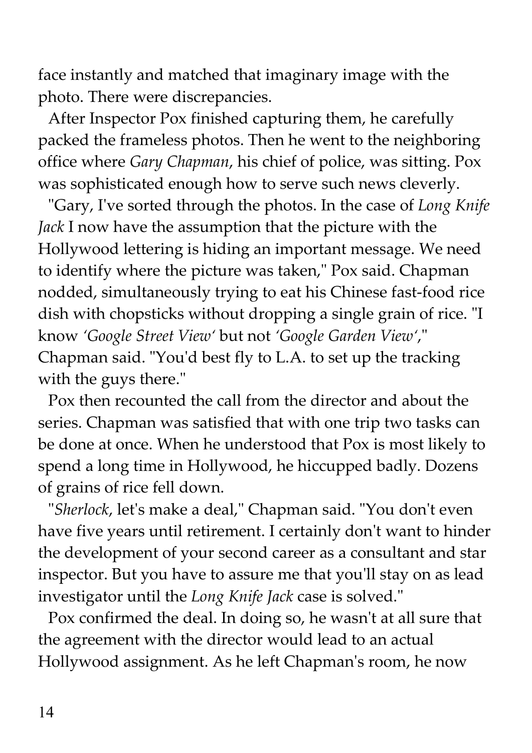face instantly and matched that imaginary image with the photo. There were discrepancies.

After Inspector Pox finished capturing them, he carefully packed the frameless photos. Then he went to the neighboring office where *Gary Chapman*, his chief of police, was sitting. Pox was sophisticated enough how to serve such news cleverly.

"Gary, I've sorted through the photos. In the case of *Long Knife Jack* I now have the assumption that the picture with the Hollywood lettering is hiding an important message. We need to identify where the picture was taken," Pox said. Chapman nodded, simultaneously trying to eat his Chinese fast-food rice dish with chopsticks without dropping a single grain of rice. "I know *'Google Street View'* but not *'Google Garden View'*," Chapman said. "You'd best fly to L.A. to set up the tracking with the guys there."

Pox then recounted the call from the director and about the series. Chapman was satisfied that with one trip two tasks can be done at once. When he understood that Pox is most likely to spend a long time in Hollywood, he hiccupped badly. Dozens of grains of rice fell down.

"*Sherlock*, let's make a deal," Chapman said. "You don't even have five years until retirement. I certainly don't want to hinder the development of your second career as a consultant and star inspector. But you have to assure me that you'll stay on as lead investigator until the *Long Knife Jack* case is solved."

Pox confirmed the deal. In doing so, he wasn't at all sure that the agreement with the director would lead to an actual Hollywood assignment. As he left Chapman's room, he now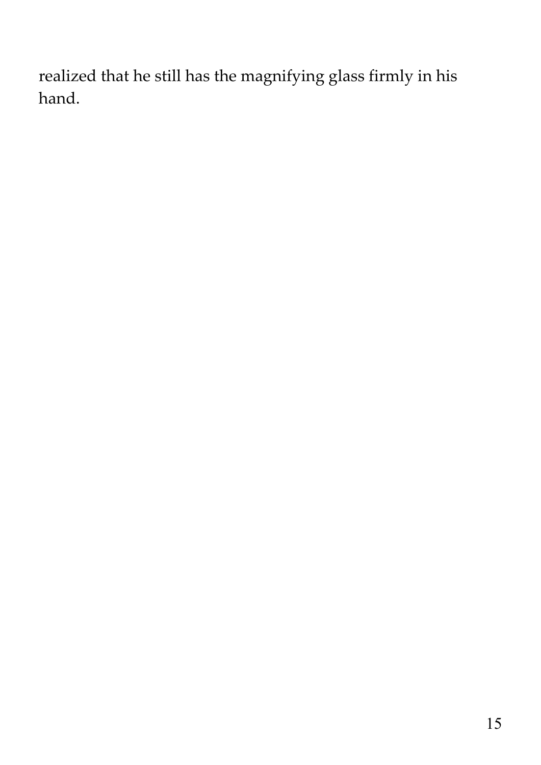realized that he still has the magnifying glass firmly in his hand.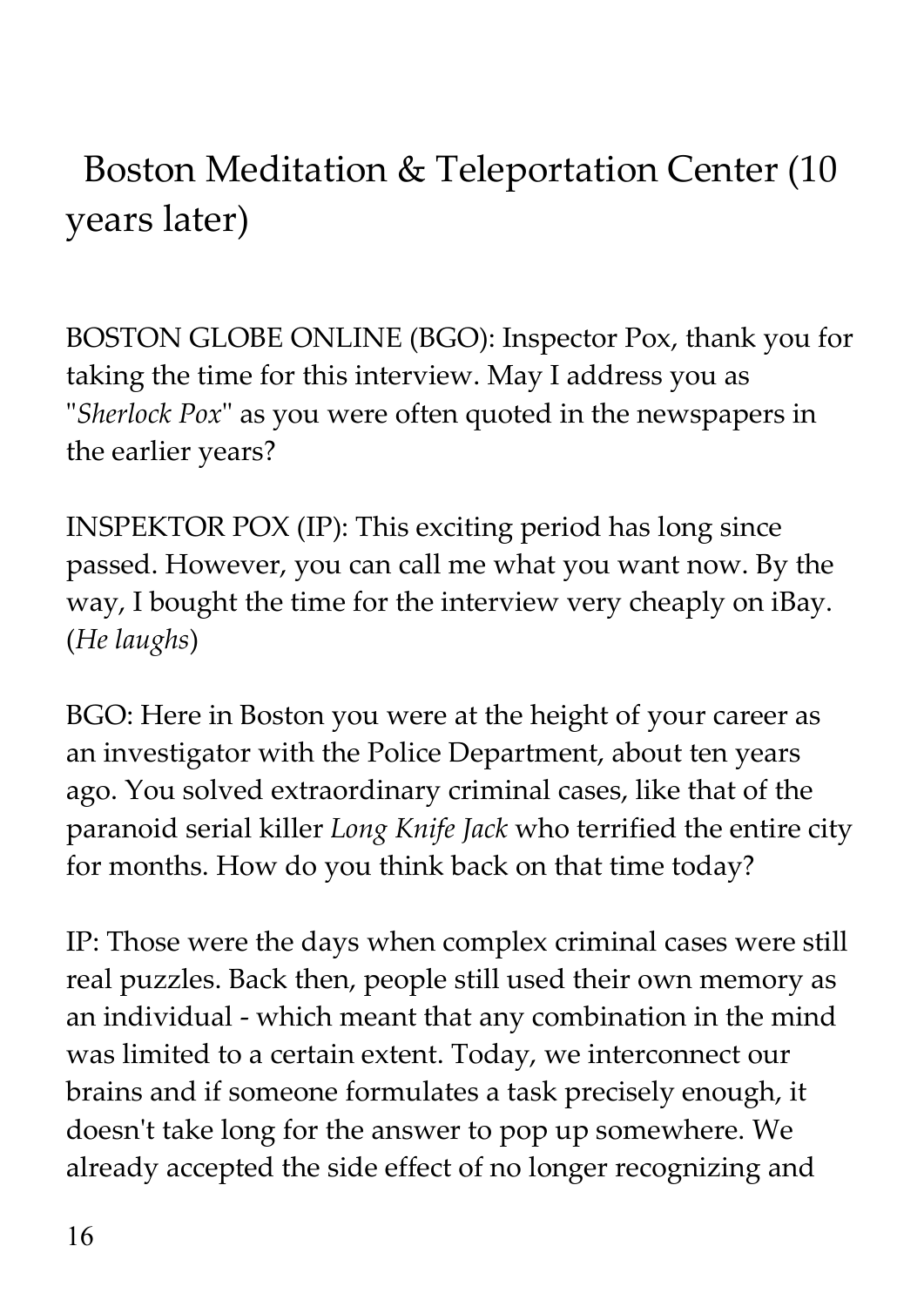## Boston Meditation & Teleportation Center (10 years later)

BOSTON GLOBE ONLINE (BGO): Inspector Pox, thank you for taking the time for this interview. May I address you as "*Sherlock Pox*" as you were often quoted in the newspapers in the earlier years?

INSPEKTOR POX (IP): This exciting period has long since passed. However, you can call me what you want now. By the way, I bought the time for the interview very cheaply on iBay. (*He laughs*)

BGO: Here in Boston you were at the height of your career as an investigator with the Police Department, about ten years ago. You solved extraordinary criminal cases, like that of the paranoid serial killer *Long Knife Jack* who terrified the entire city for months. How do you think back on that time today?

IP: Those were the days when complex criminal cases were still real puzzles. Back then, people still used their own memory as an individual - which meant that any combination in the mind was limited to a certain extent. Today, we interconnect our brains and if someone formulates a task precisely enough, it doesn't take long for the answer to pop up somewhere. We already accepted the side effect of no longer recognizing and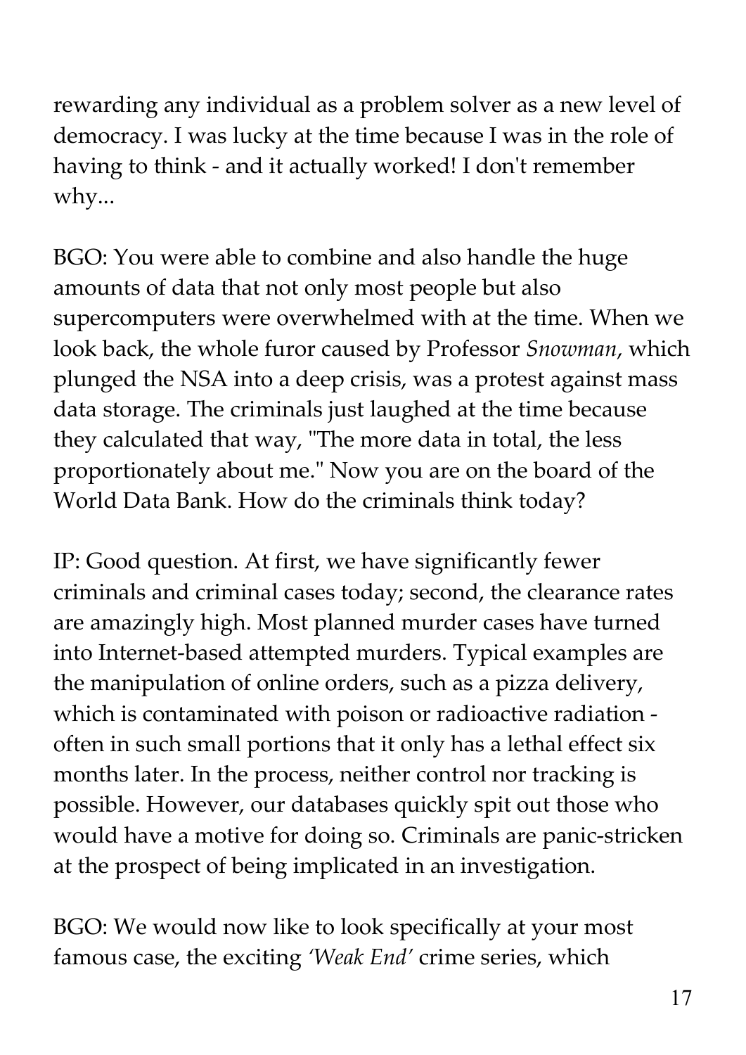rewarding any individual as a problem solver as a new level of democracy. I was lucky at the time because I was in the role of having to think - and it actually worked! I don't remember why...

BGO: You were able to combine and also handle the huge amounts of data that not only most people but also supercomputers were overwhelmed with at the time. When we look back, the whole furor caused by Professor *Snowman*, which plunged the NSA into a deep crisis, was a protest against mass data storage. The criminals just laughed at the time because they calculated that way, "The more data in total, the less proportionately about me." Now you are on the board of the World Data Bank. How do the criminals think today?

IP: Good question. At first, we have significantly fewer criminals and criminal cases today; second, the clearance rates are amazingly high. Most planned murder cases have turned into Internet-based attempted murders. Typical examples are the manipulation of online orders, such as a pizza delivery, which is contaminated with poison or radioactive radiation - often in such small portions that it only has a lethal effect six months later. In the process, neither control nor tracking is possible. However, our databases quickly spit out those who would have a motive for doing so. Criminals are panic-stricken at the prospect of being implicated in an investigation.

BGO: We would now like to look specifically at your most famous case, the exciting *'Weak End'* crime series, which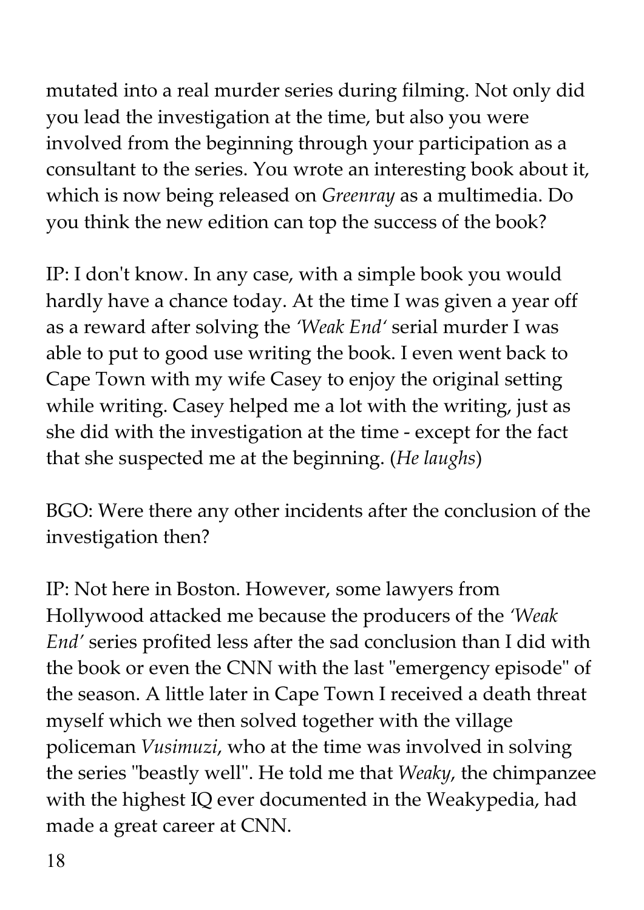mutated into a real murder series during filming. Not only did you lead the investigation at the time, but also you were involved from the beginning through your participation as a consultant to the series. You wrote an interesting book about it, which is now being released on *Greenray* as a multimedia. Do you think the new edition can top the success of the book?

IP: I don't know. In any case, with a simple book you would hardly have a chance today. At the time I was given a year off as a reward after solving the *'Weak End'* serial murder I was able to put to good use writing the book. I even went back to Cape Town with my wife Casey to enjoy the original setting while writing. Casey helped me a lot with the writing, just as she did with the investigation at the time - except for the fact that she suspected me at the beginning. (*He laughs*)

BGO: Were there any other incidents after the conclusion of the investigation then?

IP: Not here in Boston. However, some lawyers from Hollywood attacked me because the producers of the *'Weak End'* series profited less after the sad conclusion than I did with the book or even the CNN with the last "emergency episode" of the season. A little later in Cape Town I received a death threat myself which we then solved together with the village policeman *Vusimuzi*, who at the time was involved in solving the series "beastly well". He told me that *Weaky*, the chimpanzee with the highest IQ ever documented in the Weakypedia, had made a great career at CNN.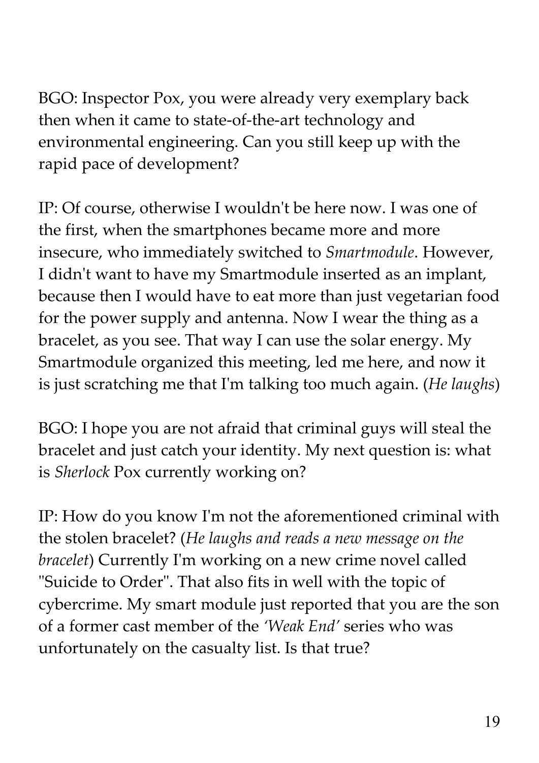BGO: Inspector Pox, you were already very exemplary back then when it came to state-of-the-art technology and environmental engineering. Can you still keep up with the rapid pace of development?

IP: Of course, otherwise I wouldn't be here now. I was one of the first, when the smartphones became more and more insecure, who immediately switched to *Smartmodule*. However, I didn't want to have my Smartmodule inserted as an implant, because then I would have to eat more than just vegetarian food for the power supply and antenna. Now I wear the thing as a bracelet, as you see. That way I can use the solar energy. My Smartmodule organized this meeting, led me here, and now it is just scratching me that I'm talking too much again. (*He laughs*)

BGO: I hope you are not afraid that criminal guys will steal the bracelet and just catch your identity. My next question is: what is *Sherlock* Pox currently working on?

IP: How do you know I'm not the aforementioned criminal with the stolen bracelet? (*He laughs and reads a new message on the bracelet*) Currently I'm working on a new crime novel called "Suicide to Order". That also fits in well with the topic of cybercrime. My smart module just reported that you are the son of a former cast member of the *'Weak End'* series who was unfortunately on the casualty list. Is that true?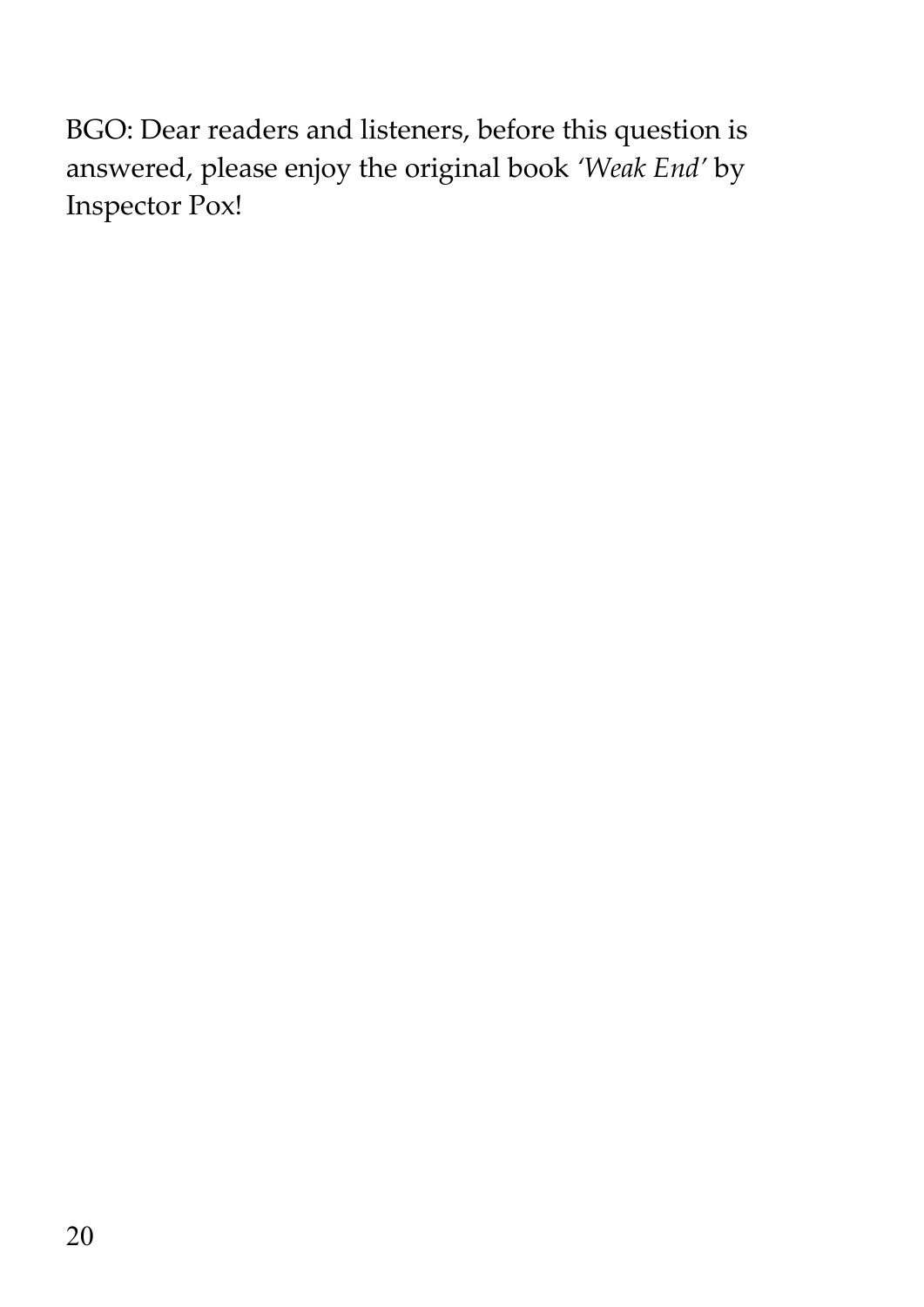BGO: Dear readers and listeners, before this question is answered, please enjoy the original book *'Weak End'* by Inspector Pox!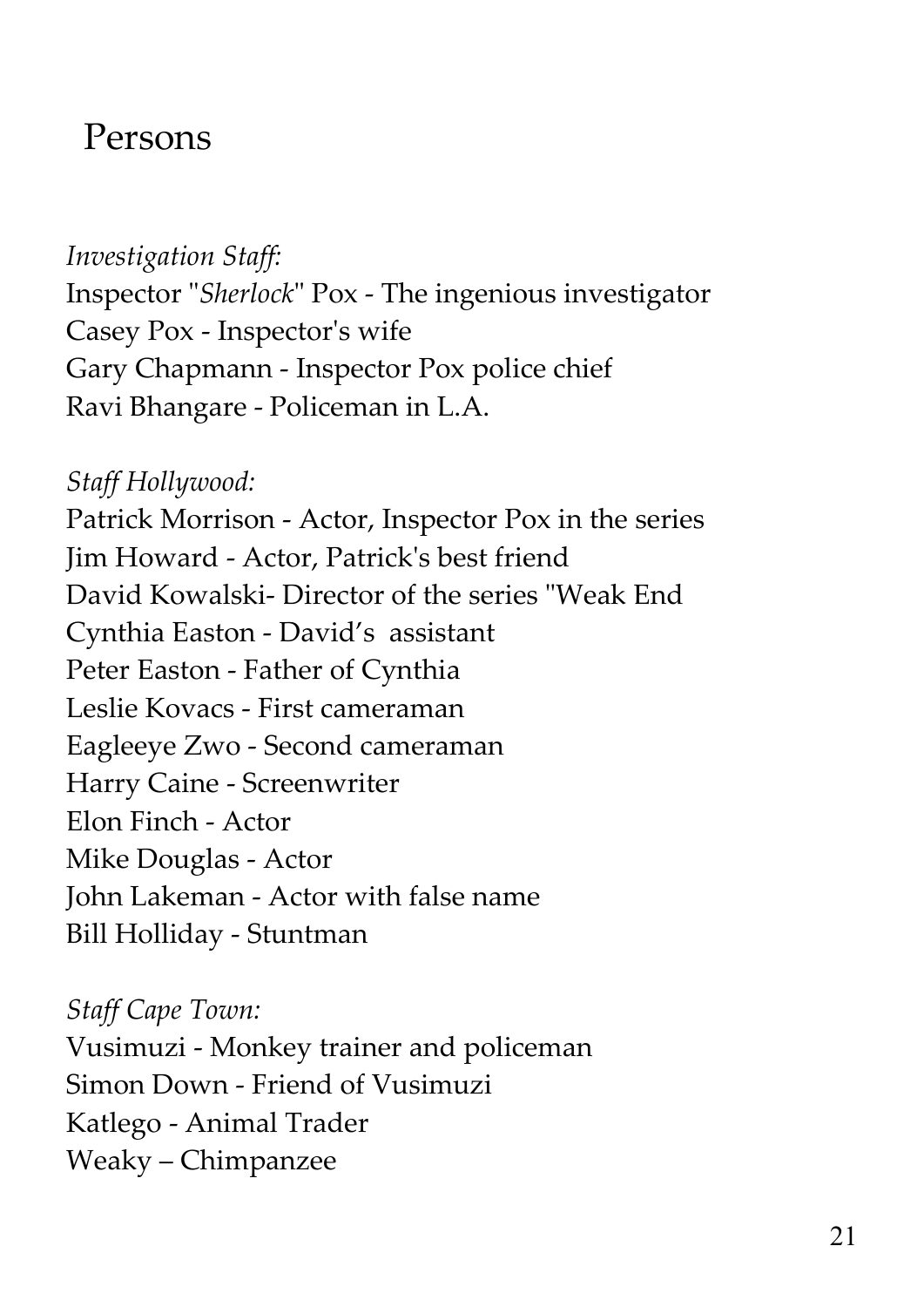# Persons

*Investigation Staff:*
Inspector "*Sherlock*" Pox - The ingenious investigator
Casey Pox - Inspector's wife
Gary Chapmann - Inspector Pox police chief
Ravi Bhangare - Policeman in L.A.

*Staff Hollywood:*
Patrick Morrison - Actor, Inspector Pox in the series
Jim Howard - Actor, Patrick's best friend
David Kowalski- Director of the series "Weak End
Cynthia Easton - David's  assistant
Peter Easton - Father of Cynthia
Leslie Kovacs - First cameraman
Eagleeye Zwo - Second cameraman
Harry Caine - Screenwriter
Elon Finch - Actor
Mike Douglas - Actor
John Lakeman - Actor with false name
Bill Holliday - Stuntman

*Staff Cape Town:*
Vusimuzi - Monkey trainer and policeman
Simon Down - Friend of Vusimuzi
Katlego - Animal Trader
Weaky – Chimpanzee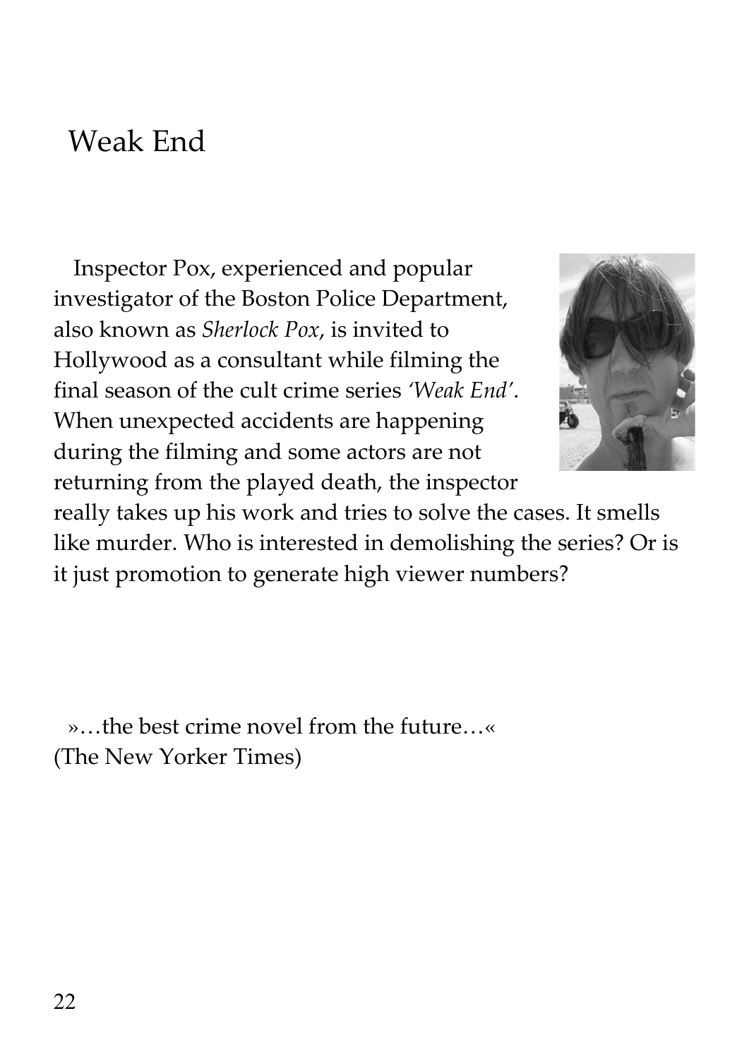# Weak End

Inspector Pox, experienced and popular investigator of the Boston Police Department, also known as *Sherlock Pox*, is invited to Hollywood as a consultant while filming the final season of the cult crime series *'Weak End'*. When unexpected accidents are happening during the filming and some actors are not returning from the played death, the inspector really takes up his work and tries to solve the cases. It smells like murder. Who is interested in demolishing the series? Or is it just promotion to generate high viewer numbers?

»…the best crime novel from the future…«
(The New Yorker Times)